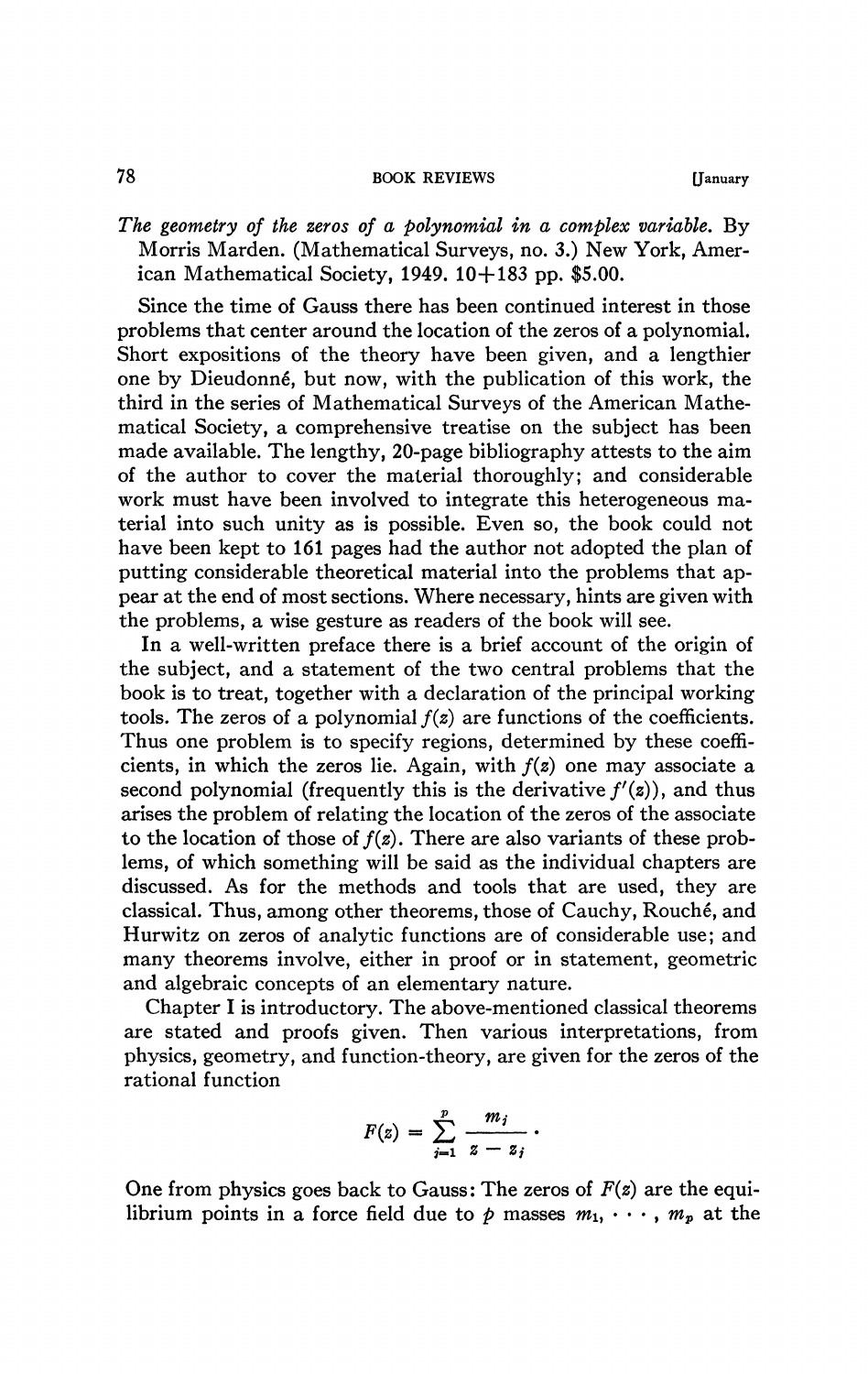*The geometry of the zeros of a polynomial in a complex variable.* By Morris Marden. (Mathematical Surveys, no. 3.) New York, American Mathematical Society, 1949. 10+183 pp. $5.00.

Since the time of Gauss there has been continued interest in those problems that center around the location of the zeros of a polynomial. Short expositions of the theory have been given, and a lengthier one by Dieudonné, but now, with the publication of this work, the third in the series of Mathematical Surveys of the American Mathematical Society, a comprehensive treatise on the subject has been made available. The lengthy, 20-page bibliography attests to the aim of the author to cover the material thoroughly; and considerable work must have been involved to integrate this heterogeneous material into such unity as is possible. Even so, the book could not have been kept to 161 pages had the author not adopted the plan of putting considerable theoretical material into the problems that appear at the end of most sections. Where necessary, hints are given with the problems, a wise gesture as readers of the book will see.

In a well-written preface there is a brief account of the origin of the subject, and a statement of the two central problems that the book is to treat, together with a declaration of the principal working tools. The zeros of a polynomial $f(z)$ are functions of the coefficients. Thus one problem is to specify regions, determined by these coefficients, in which the zeros lie. Again, with $f(z)$ one may associate a second polynomial (frequently this is the derivative $f'(z)$), and thus arises the problem of relating the location of the zeros of the associate to the location of those of $f(z)$. There are also variants of these problems, of which something will be said as the individual chapters are discussed. As for the methods and tools that are used, they are classical. Thus, among other theorems, those of Cauchy, Rouché, and Hurwitz on zeros of analytic functions are of considerable use; and many theorems involve, either in proof or in statement, geometric and algebraic concepts of an elementary nature.

Chapter I is introductory. The above-mentioned classical theorems are stated and proofs given. Then various interpretations, from physics, geometry, and function-theory, are given for the zeros of the rational function

$$F(z) = \sum_{j=1}^{p} \frac{m_j}{z - z_j}.$$

One from physics goes back to Gauss: The zeros of $F(z)$ are the equilibrium points in a force field due to $p$ masses $m_1, \cdots, m_p$ at the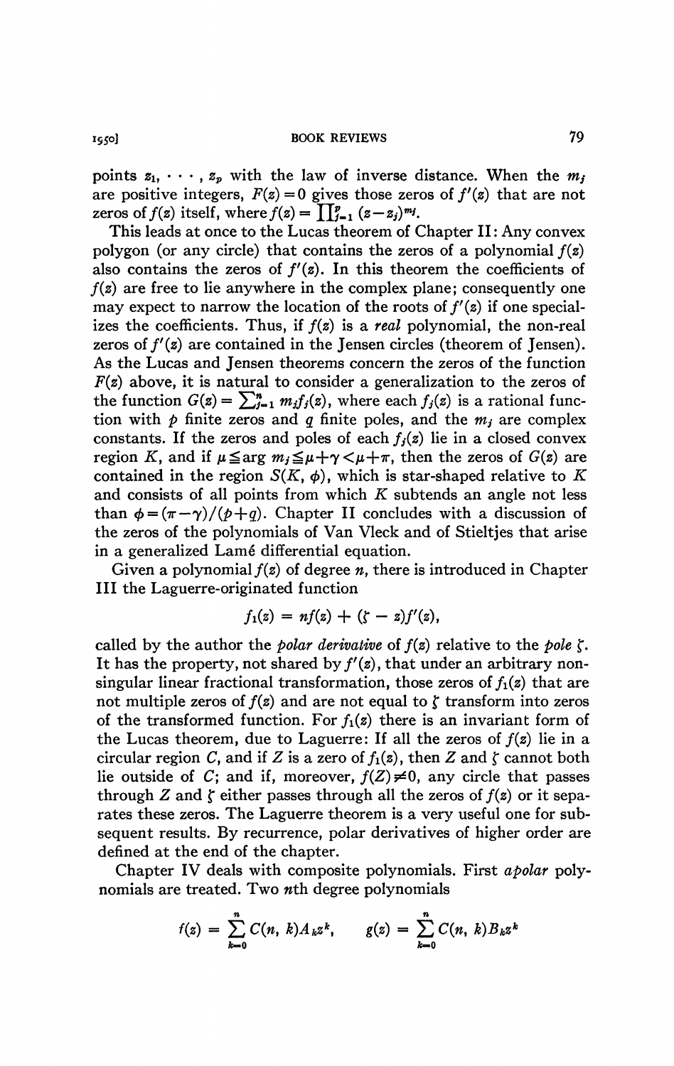points $z_1, \cdots, z_p$ with the law of inverse distance. When the $m_j$ are positive integers, $F(z)=0$ gives those zeros of $f'(z)$ that are not zeros of $f(z)$ itself, where $f(z)=\prod_{j=1}^{p}(z-z_j)^{m_j}$.

This leads at once to the Lucas theorem of Chapter II: Any convex polygon (or any circle) that contains the zeros of a polynomial $f(z)$ also contains the zeros of $f'(z)$. In this theorem the coefficients of $f(z)$ are free to lie anywhere in the complex plane; consequently one may expect to narrow the location of the roots of $f'(z)$ if one specializes the coefficients. Thus, if $f(z)$ is a *real* polynomial, the non-real zeros of $f'(z)$ are contained in the Jensen circles (theorem of Jensen). As the Lucas and Jensen theorems concern the zeros of the function $F(z)$ above, it is natural to consider a generalization to the zeros of the function $G(z)=\sum_{j=1}^{n} m_j f_j(z)$, where each $f_j(z)$ is a rational function with $p$ finite zeros and $q$ finite poles, and the $m_j$ are complex constants. If the zeros and poles of each $f_j(z)$ lie in a closed convex region $K$, and if $\mu \leqq \arg m_j \leqq \mu+\gamma<\mu+\pi$, then the zeros of $G(z)$ are contained in the region $S(K, \phi)$, which is star-shaped relative to $K$ and consists of all points from which $K$ subtends an angle not less than $\phi=(\pi-\gamma)/(p+q)$. Chapter II concludes with a discussion of the zeros of the polynomials of Van Vleck and of Stieltjes that arise in a generalized Lamé differential equation.

Given a polynomial $f(z)$ of degree $n$, there is introduced in Chapter III the Laguerre-originated function

$$f_1(z) = nf(z) + (\zeta - z)f'(z),$$

called by the author the *polar derivative* of $f(z)$ relative to the *pole* $\zeta$. It has the property, not shared by $f'(z)$, that under an arbitrary non-singular linear fractional transformation, those zeros of $f_1(z)$ that are not multiple zeros of $f(z)$ and are not equal to $\zeta$ transform into zeros of the transformed function. For $f_1(z)$ there is an invariant form of the Lucas theorem, due to Laguerre: If all the zeros of $f(z)$ lie in a circular region $C$, and if $Z$ is a zero of $f_1(z)$, then $Z$ and $\zeta$ cannot both lie outside of $C$; and if, moreover, $f(Z)\neq 0$, any circle that passes through $Z$ and $\zeta$ either passes through all the zeros of $f(z)$ or it separates these zeros. The Laguerre theorem is a very useful one for subsequent results. By recurrence, polar derivatives of higher order are defined at the end of the chapter.

Chapter IV deals with composite polynomials. First *apolar* polynomials are treated. Two $n$th degree polynomials

$$f(z) = \sum_{k=0}^{n} C(n, k)A_k z^k, \qquad g(z) = \sum_{k=0}^{n} C(n, k)B_k z^k$$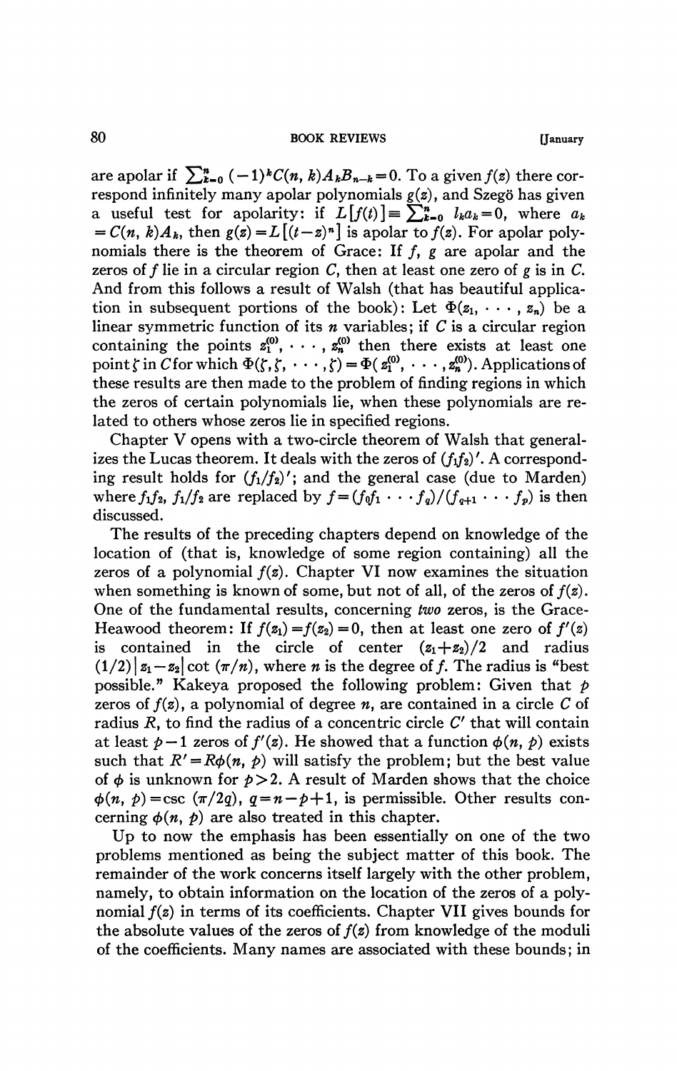are apolar if $\sum_{k=0}^{n} (-1)^k C(n, k) A_k B_{n-k} = 0$. To a given $f(z)$ there correspond infinitely many apolar polynomials $g(z)$, and Szegö has given a useful test for apolarity: if $L[f(t)] \equiv \sum_{k=0}^{n} l_k a_k = 0$, where $a_k = C(n, k)A_k$, then $g(z) = L[(t-z)^n]$ is apolar to $f(z)$. For apolar polynomials there is the theorem of Grace: If $f$, $g$ are apolar and the zeros of $f$ lie in a circular region $C$, then at least one zero of $g$ is in $C$. And from this follows a result of Walsh (that has beautiful application in subsequent portions of the book): Let $\Phi(z_1, \cdots, z_n)$ be a linear symmetric function of its $n$ variables; if $C$ is a circular region containing the points $z_1^{(0)}, \cdots, z_n^{(0)}$ then there exists at least one point $\zeta$ in $C$ for which $\Phi(\zeta, \zeta, \cdots, \zeta) = \Phi(z_1^{(0)}, \cdots, z_n^{(0)})$. Applications of these results are then made to the problem of finding regions in which the zeros of certain polynomials lie, when these polynomials are related to others whose zeros lie in specified regions.

Chapter V opens with a two-circle theorem of Walsh that generalizes the Lucas theorem. It deals with the zeros of $(f_1 f_2)'$. A corresponding result holds for $(f_1/f_2)'$; and the general case (due to Marden) where $f_1 f_2$, $f_1/f_2$ are replaced by $f = (f_0 f_1 \cdots f_q)/(f_{q+1} \cdots f_p)$ is then discussed.

The results of the preceding chapters depend on knowledge of the location of (that is, knowledge of some region containing) all the zeros of a polynomial $f(z)$. Chapter VI now examines the situation when something is known of some, but not of all, of the zeros of $f(z)$. One of the fundamental results, concerning *two* zeros, is the Grace-Heawood theorem: If $f(z_1) = f(z_2) = 0$, then at least one zero of $f'(z)$ is contained in the circle of center $(z_1 + z_2)/2$ and radius $(1/2)|z_1 - z_2| \cot(\pi/n)$, where $n$ is the degree of $f$. The radius is "best possible." Kakeya proposed the following problem: Given that $p$ zeros of $f(z)$, a polynomial of degree $n$, are contained in a circle $C$ of radius $R$, to find the radius of a concentric circle $C'$ that will contain at least $p-1$ zeros of $f'(z)$. He showed that a function $\phi(n, p)$ exists such that $R' = R\phi(n, p)$ will satisfy the problem; but the best value of $\phi$ is unknown for $p > 2$. A result of Marden shows that the choice $\phi(n, p) = \csc(\pi/2q)$, $q = n - p + 1$, is permissible. Other results concerning $\phi(n, p)$ are also treated in this chapter.

Up to now the emphasis has been essentially on one of the two problems mentioned as being the subject matter of this book. The remainder of the work concerns itself largely with the other problem, namely, to obtain information on the location of the zeros of a polynomial $f(z)$ in terms of its coefficients. Chapter VII gives bounds for the absolute values of the zeros of $f(z)$ from knowledge of the moduli of the coefficients. Many names are associated with these bounds; in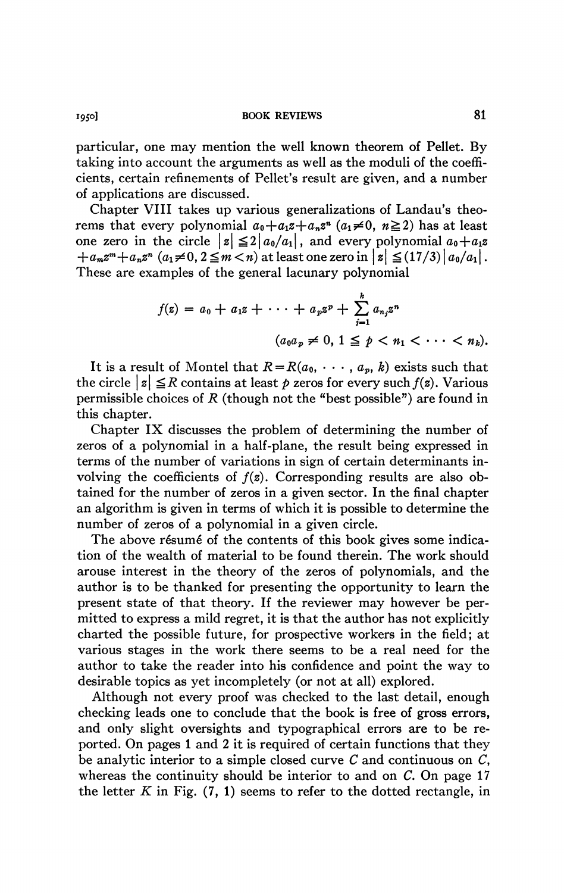particular, one may mention the well known theorem of Pellet. By taking into account the arguments as well as the moduli of the coefficients, certain refinements of Pellet's result are given, and a number of applications are discussed.

Chapter VIII takes up various generalizations of Landau's theorems that every polynomial $a_0+a_1z+a_nz^n$ ($a_1 \neq 0$, $n \geqq 2$) has at least one zero in the circle $|z| \leqq 2|a_0/a_1|$, and every polynomial $a_0+a_1z+a_mz^m+a_nz^n$ ($a_1\neq 0$, $2 \leqq m < n$) at least one zero in $|z| \leqq (17/3)|a_0/a_1|$. These are examples of the general lacunary polynomial

$$f(z) = a_0 + a_1 z + \cdots + a_p z^p + \sum_{j=1}^{k} a_{n_j} z^n$$
$$(a_0 a_p \neq 0,\ 1 \leqq p < n_1 < \cdots < n_k).$$

It is a result of Montel that $R = R(a_0, \cdots, a_p, k)$ exists such that the circle $|z| \leqq R$ contains at least $p$ zeros for every such $f(z)$. Various permissible choices of $R$ (though not the "best possible") are found in this chapter.

Chapter IX discusses the problem of determining the number of zeros of a polynomial in a half-plane, the result being expressed in terms of the number of variations in sign of certain determinants involving the coefficients of $f(z)$. Corresponding results are also obtained for the number of zeros in a given sector. In the final chapter an algorithm is given in terms of which it is possible to determine the number of zeros of a polynomial in a given circle.

The above résumé of the contents of this book gives some indication of the wealth of material to be found therein. The work should arouse interest in the theory of the zeros of polynomials, and the author is to be thanked for presenting the opportunity to learn the present state of that theory. If the reviewer may however be permitted to express a mild regret, it is that the author has not explicitly charted the possible future, for prospective workers in the field; at various stages in the work there seems to be a real need for the author to take the reader into his confidence and point the way to desirable topics as yet incompletely (or not at all) explored.

Although not every proof was checked to the last detail, enough checking leads one to conclude that the book is free of gross errors, and only slight oversights and typographical errors are to be reported. On pages 1 and 2 it is required of certain functions that they be analytic interior to a simple closed curve $C$ and continuous on $C$, whereas the continuity should be interior to and on $C$. On page 17 the letter $K$ in Fig. (7, 1) seems to refer to the dotted rectangle, in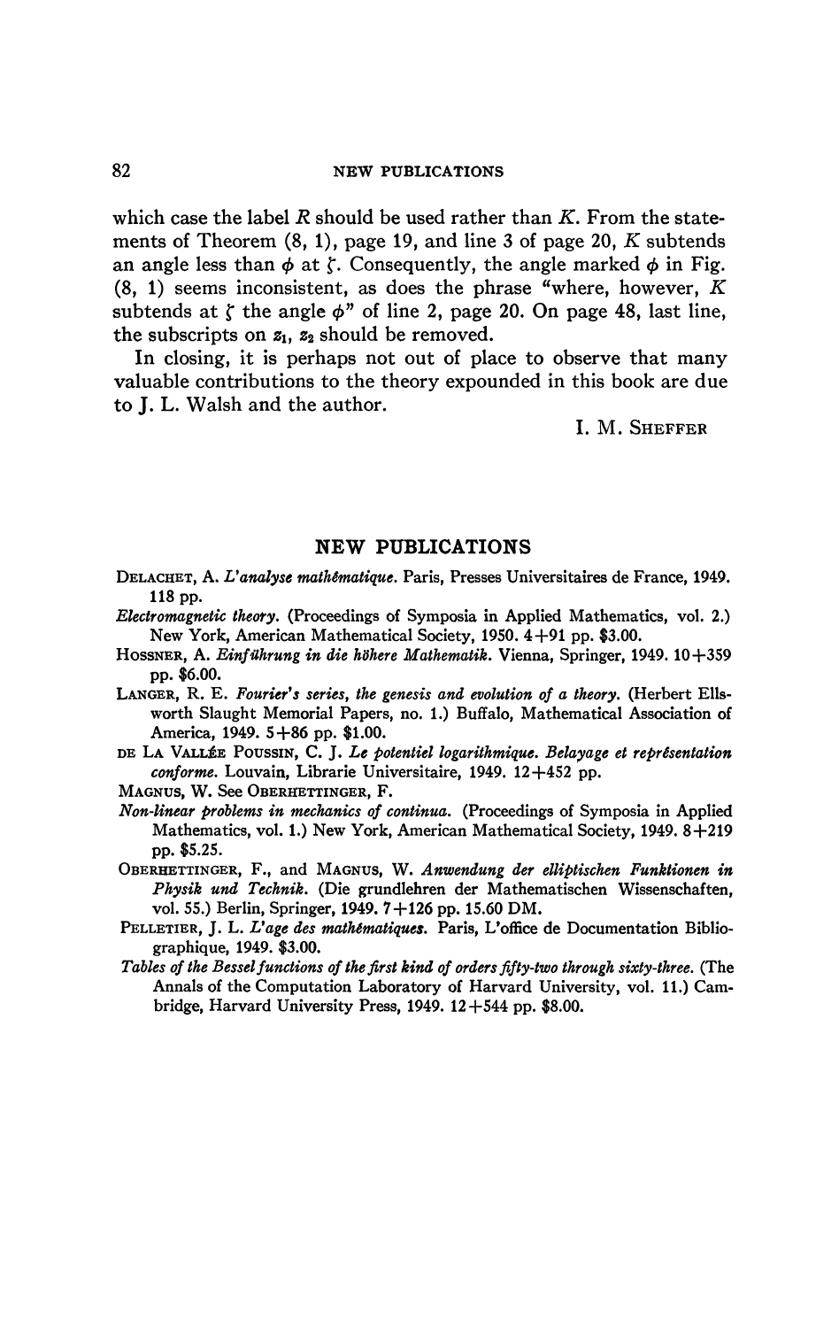which case the label $R$ should be used rather than $K$. From the statements of Theorem (8, 1), page 19, and line 3 of page 20, $K$ subtends an angle less than $\phi$ at $\zeta$. Consequently, the angle marked $\phi$ in Fig. (8, 1) seems inconsistent, as does the phrase "where, however, $K$ subtends at $\zeta$ the angle $\phi$" of line 2, page 20. On page 48, last line, the subscripts on $z_1$, $z_2$ should be removed.

In closing, it is perhaps not out of place to observe that many valuable contributions to the theory expounded in this book are due to J. L. Walsh and the author.

I. M. SHEFFER

## NEW PUBLICATIONS

DELACHET, A. *L'analyse mathématique.* Paris, Presses Universitaires de France, 1949. 118 pp.

*Electromagnetic theory.* (Proceedings of Symposia in Applied Mathematics, vol. 2.) New York, American Mathematical Society, 1950. 4+91 pp. $3.00.

HOSSNER, A. *Einführung in die höhere Mathematik.* Vienna, Springer, 1949. 10+359 pp. $6.00.

LANGER, R. E. *Fourier's series, the genesis and evolution of a theory.* (Herbert Ellsworth Slaught Memorial Papers, no. 1.) Buffalo, Mathematical Association of America, 1949. 5+86 pp. $1.00.

DE LA VALLÉE POUSSIN, C. J. *Le potentiel logarithmique. Belayage et représentation conforme.* Louvain, Librarie Universitaire, 1949. 12+452 pp.

MAGNUS, W. See OBERHETTINGER, F.

*Non-linear problems in mechanics of continua.* (Proceedings of Symposia in Applied Mathematics, vol. 1.) New York, American Mathematical Society, 1949. 8+219 pp. $5.25.

OBERHETTINGER, F., and MAGNUS, W. *Anwendung der elliptischen Funktionen in Physik und Technik.* (Die grundlehren der Mathematischen Wissenschaften, vol. 55.) Berlin, Springer, 1949. 7+126 pp. 15.60 DM.

PELLETIER, J. L. *L'age des mathématiques.* Paris, L'office de Documentation Bibliographique, 1949. $3.00.

*Tables of the Bessel functions of the first kind of orders fifty-two through sixty-three.* (The Annals of the Computation Laboratory of Harvard University, vol. 11.) Cambridge, Harvard University Press, 1949. 12+544 pp. $8.00.